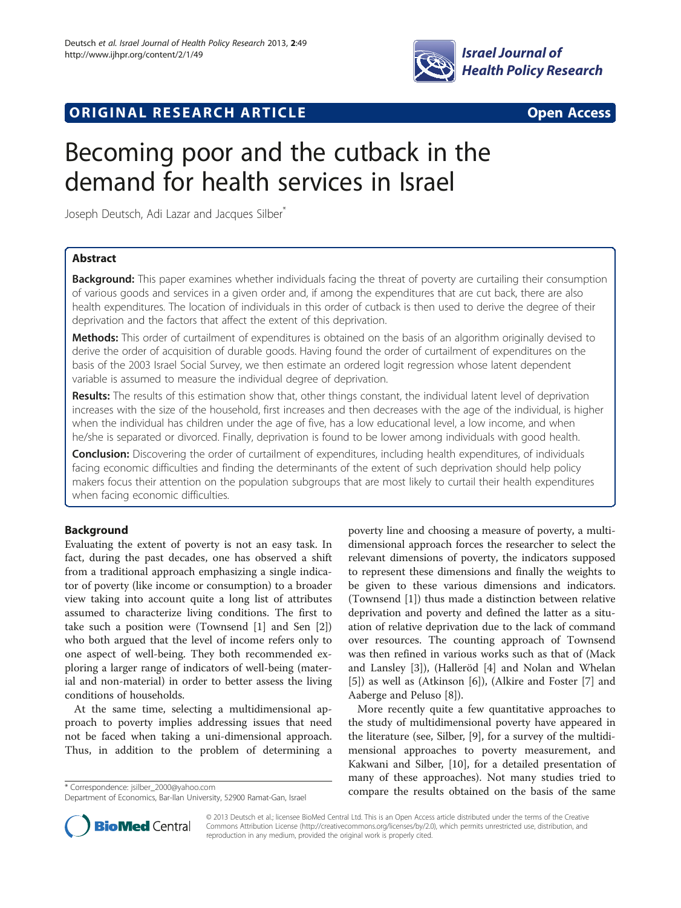ORIGINAL RESEARCH ARTICLE Open Access

# Becoming poor and the cutback in the demand for health services in Israel

Joseph Deutsch, Adi Lazar and Jacques Silber*

## Abstract

**Background:** This paper examines whether individuals facing the threat of poverty are curtailing their consumption of various goods and services in a given order and, if among the expenditures that are cut back, there are also health expenditures. The location of individuals in this order of cutback is then used to derive the degree of their deprivation and the factors that affect the extent of this deprivation.

**Methods:** This order of curtailment of expenditures is obtained on the basis of an algorithm originally devised to derive the order of acquisition of durable goods. Having found the order of curtailment of expenditures on the basis of the 2003 Israel Social Survey, we then estimate an ordered logit regression whose latent dependent variable is assumed to measure the individual degree of deprivation.

**Results:** The results of this estimation show that, other things constant, the individual latent level of deprivation increases with the size of the household, first increases and then decreases with the age of the individual, is higher when the individual has children under the age of five, has a low educational level, a low income, and when he/she is separated or divorced. Finally, deprivation is found to be lower among individuals with good health.

**Conclusion:** Discovering the order of curtailment of expenditures, including health expenditures, of individuals facing economic difficulties and finding the determinants of the extent of such deprivation should help policy makers focus their attention on the population subgroups that are most likely to curtail their health expenditures when facing economic difficulties.

## Background

Evaluating the extent of poverty is not an easy task. In fact, during the past decades, one has observed a shift from a traditional approach emphasizing a single indicator of poverty (like income or consumption) to a broader view taking into account quite a long list of attributes assumed to characterize living conditions. The first to take such a position were (Townsend [1] and Sen [2]) who both argued that the level of income refers only to one aspect of well-being. They both recommended exploring a larger range of indicators of well-being (material and non-material) in order to better assess the living conditions of households.

At the same time, selecting a multidimensional approach to poverty implies addressing issues that need not be faced when taking a uni-dimensional approach. Thus, in addition to the problem of determining a poverty line and choosing a measure of poverty, a multidimensional approach forces the researcher to select the relevant dimensions of poverty, the indicators supposed to represent these dimensions and finally the weights to be given to these various dimensions and indicators. (Townsend [1]) thus made a distinction between relative deprivation and poverty and defined the latter as a situation of relative deprivation due to the lack of command over resources. The counting approach of Townsend was then refined in various works such as that of (Mack and Lansley [3]), (Halleröd [4] and Nolan and Whelan [5]) as well as (Atkinson [6]), (Alkire and Foster [7] and Aaberge and Peluso [8]).

More recently quite a few quantitative approaches to the study of multidimensional poverty have appeared in the literature (see, Silber, [9], for a survey of the multidimensional approaches to poverty measurement, and Kakwani and Silber, [10], for a detailed presentation of many of these approaches). Not many studies tried to compare the results obtained on the basis of the same

* Correspondence: jsilber_2000@yahoo.com
Department of Economics, Bar-Ilan University, 52900 Ramat-Gan, Israel

© 2013 Deutsch et al.; licensee BioMed Central Ltd. This is an Open Access article distributed under the terms of the Creative Commons Attribution License (http://creativecommons.org/licenses/by/2.0), which permits unrestricted use, distribution, and reproduction in any medium, provided the original work is properly cited.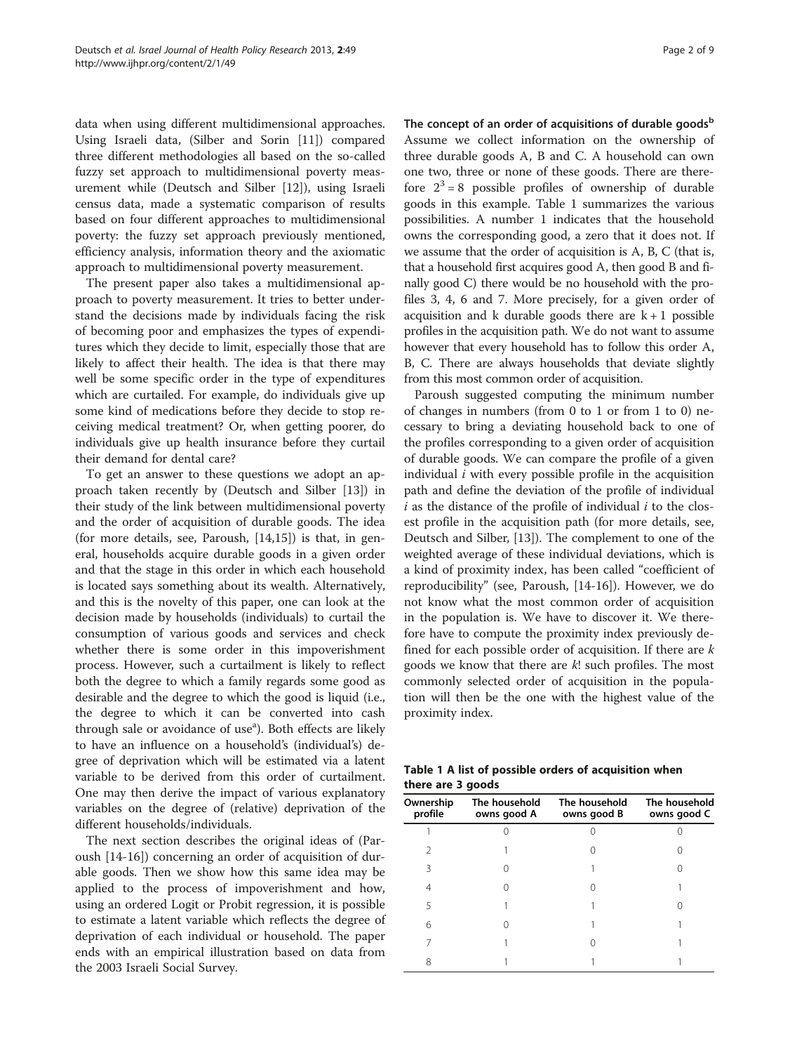data when using different multidimensional approaches. Using Israeli data, (Silber and Sorin [11]) compared three different methodologies all based on the so-called fuzzy set approach to multidimensional poverty measurement while (Deutsch and Silber [12]), using Israeli census data, made a systematic comparison of results based on four different approaches to multidimensional poverty: the fuzzy set approach previously mentioned, efficiency analysis, information theory and the axiomatic approach to multidimensional poverty measurement.

The present paper also takes a multidimensional approach to poverty measurement. It tries to better understand the decisions made by individuals facing the risk of becoming poor and emphasizes the types of expenditures which they decide to limit, especially those that are likely to affect their health. The idea is that there may well be some specific order in the type of expenditures which are curtailed. For example, do individuals give up some kind of medications before they decide to stop receiving medical treatment? Or, when getting poorer, do individuals give up health insurance before they curtail their demand for dental care?

To get an answer to these questions we adopt an approach taken recently by (Deutsch and Silber [13]) in their study of the link between multidimensional poverty and the order of acquisition of durable goods. The idea (for more details, see, Paroush, [14,15]) is that, in general, households acquire durable goods in a given order and that the stage in this order in which each household is located says something about its wealth. Alternatively, and this is the novelty of this paper, one can look at the decision made by households (individuals) to curtail the consumption of various goods and services and check whether there is some order in this impoverishment process. However, such a curtailment is likely to reflect both the degree to which a family regards some good as desirable and the degree to which the good is liquid (i.e., the degree to which it can be converted into cash through sale or avoidance of use[a]). Both effects are likely to have an influence on a household's (individual's) degree of deprivation which will be estimated via a latent variable to be derived from this order of curtailment. One may then derive the impact of various explanatory variables on the degree of (relative) deprivation of the different households/individuals.

The next section describes the original ideas of (Paroush [14-16]) concerning an order of acquisition of durable goods. Then we show how this same idea may be applied to the process of impoverishment and how, using an ordered Logit or Probit regression, it is possible to estimate a latent variable which reflects the degree of deprivation of each individual or household. The paper ends with an empirical illustration based on data from the 2003 Israeli Social Survey.

## The concept of an order of acquisitions of durable goods[b]

Assume we collect information on the ownership of three durable goods A, B and C. A household can own one two, three or none of these goods. There are therefore $2^3 = 8$ possible profiles of ownership of durable goods in this example. Table 1 summarizes the various possibilities. A number 1 indicates that the household owns the corresponding good, a zero that it does not. If we assume that the order of acquisition is A, B, C (that is, that a household first acquires good A, then good B and finally good C) there would be no household with the profiles 3, 4, 6 and 7. More precisely, for a given order of acquisition and k durable goods there are $k + 1$ possible profiles in the acquisition path. We do not want to assume however that every household has to follow this order A, B, C. There are always households that deviate slightly from this most common order of acquisition.

Paroush suggested computing the minimum number of changes in numbers (from 0 to 1 or from 1 to 0) necessary to bring a deviating household back to one of the profiles corresponding to a given order of acquisition of durable goods. We can compare the profile of a given individual $i$ with every possible profile in the acquisition path and define the deviation of the profile of individual $i$ as the distance of the profile of individual $i$ to the closest profile in the acquisition path (for more details, see, Deutsch and Silber, [13]). The complement to one of the weighted average of these individual deviations, which is a kind of proximity index, has been called "coefficient of reproducibility" (see, Paroush, [14-16]). However, we do not know what the most common order of acquisition in the population is. We have to discover it. We therefore have to compute the proximity index previously defined for each possible order of acquisition. If there are $k$ goods we know that there are $k!$ such profiles. The most commonly selected order of acquisition in the population will then be the one with the highest value of the proximity index.

**Table 1 A list of possible orders of acquisition when there are 3 goods**

| Ownership profile | The household owns good A | The household owns good B | The household owns good C |
|---|---|---|---|
| 1 | 0 | 0 | 0 |
| 2 | 1 | 0 | 0 |
| 3 | 0 | 1 | 0 |
| 4 | 0 | 0 | 1 |
| 5 | 1 | 1 | 0 |
| 6 | 0 | 1 | 1 |
| 7 | 1 | 0 | 1 |
| 8 | 1 | 1 | 1 |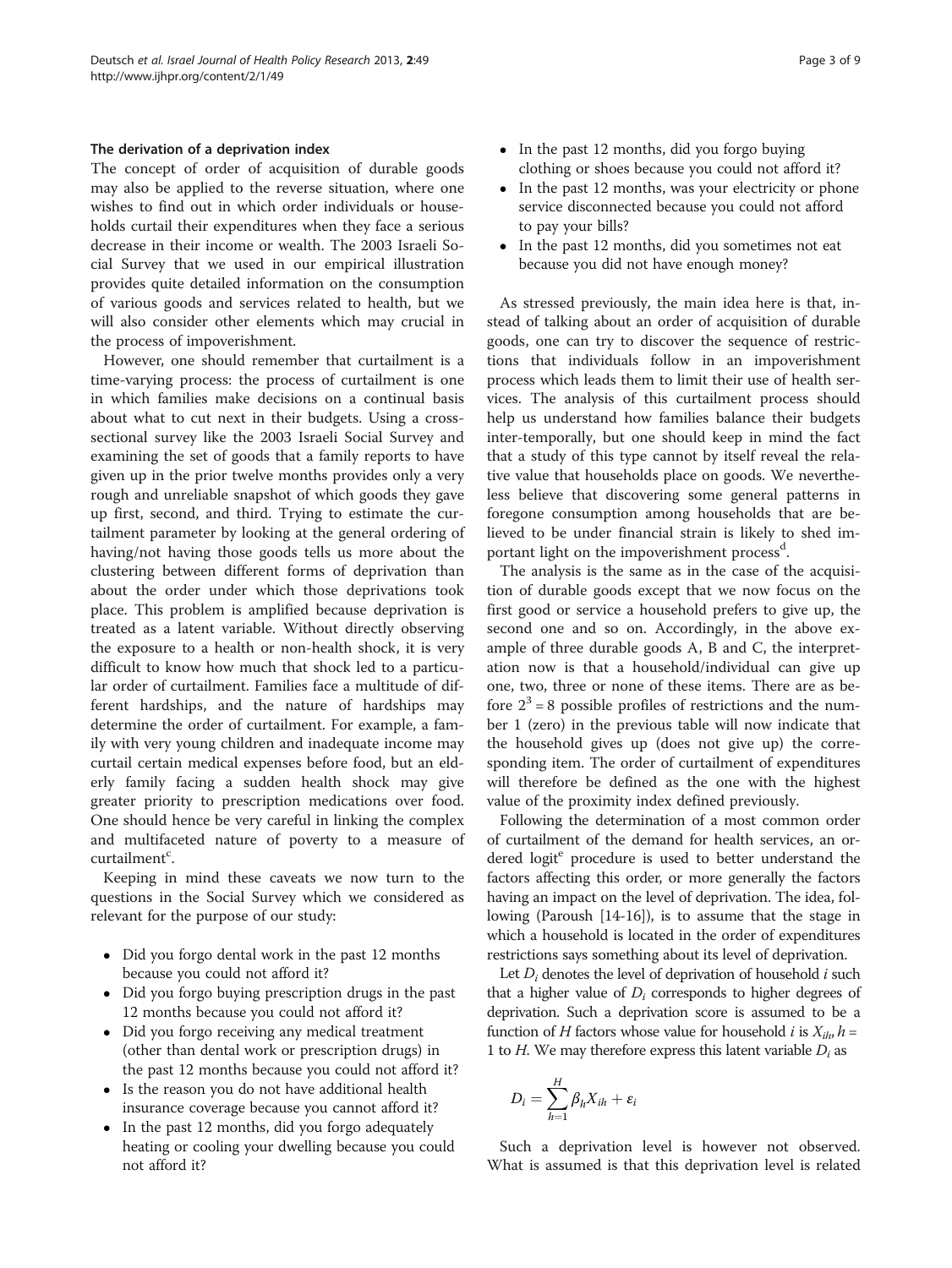### The derivation of a deprivation index

The concept of order of acquisition of durable goods may also be applied to the reverse situation, where one wishes to find out in which order individuals or households curtail their expenditures when they face a serious decrease in their income or wealth. The 2003 Israeli Social Survey that we used in our empirical illustration provides quite detailed information on the consumption of various goods and services related to health, but we will also consider other elements which may crucial in the process of impoverishment.

However, one should remember that curtailment is a time-varying process: the process of curtailment is one in which families make decisions on a continual basis about what to cut next in their budgets. Using a cross-sectional survey like the 2003 Israeli Social Survey and examining the set of goods that a family reports to have given up in the prior twelve months provides only a very rough and unreliable snapshot of which goods they gave up first, second, and third. Trying to estimate the curtailment parameter by looking at the general ordering of having/not having those goods tells us more about the clustering between different forms of deprivation than about the order under which those deprivations took place. This problem is amplified because deprivation is treated as a latent variable. Without directly observing the exposure to a health or non-health shock, it is very difficult to know how much that shock led to a particular order of curtailment. Families face a multitude of different hardships, and the nature of hardships may determine the order of curtailment. For example, a family with very young children and inadequate income may curtail certain medical expenses before food, but an elderly family facing a sudden health shock may give greater priority to prescription medications over food. One should hence be very careful in linking the complex and multifaceted nature of poverty to a measure of curtailment[c].

Keeping in mind these caveats we now turn to the questions in the Social Survey which we considered as relevant for the purpose of our study:

- Did you forgo dental work in the past 12 months because you could not afford it?
- Did you forgo buying prescription drugs in the past 12 months because you could not afford it?
- Did you forgo receiving any medical treatment (other than dental work or prescription drugs) in the past 12 months because you could not afford it?
- Is the reason you do not have additional health insurance coverage because you cannot afford it?
- In the past 12 months, did you forgo adequately heating or cooling your dwelling because you could not afford it?
- In the past 12 months, did you forgo buying clothing or shoes because you could not afford it?
- In the past 12 months, was your electricity or phone service disconnected because you could not afford to pay your bills?
- In the past 12 months, did you sometimes not eat because you did not have enough money?

As stressed previously, the main idea here is that, instead of talking about an order of acquisition of durable goods, one can try to discover the sequence of restrictions that individuals follow in an impoverishment process which leads them to limit their use of health services. The analysis of this curtailment process should help us understand how families balance their budgets inter-temporally, but one should keep in mind the fact that a study of this type cannot by itself reveal the relative value that households place on goods. We nevertheless believe that discovering some general patterns in foregone consumption among households that are believed to be under financial strain is likely to shed important light on the impoverishment process[d].

The analysis is the same as in the case of the acquisition of durable goods except that we now focus on the first good or service a household prefers to give up, the second one and so on. Accordingly, in the above example of three durable goods A, B and C, the interpretation now is that a household/individual can give up one, two, three or none of these items. There are as before $2^3 = 8$ possible profiles of restrictions and the number 1 (zero) in the previous table will now indicate that the household gives up (does not give up) the corresponding item. The order of curtailment of expenditures will therefore be defined as the one with the highest value of the proximity index defined previously.

Following the determination of a most common order of curtailment of the demand for health services, an ordered logit[e] procedure is used to better understand the factors affecting this order, or more generally the factors having an impact on the level of deprivation. The idea, following (Paroush [14-16]), is to assume that the stage in which a household is located in the order of expenditures restrictions says something about its level of deprivation.

Let $D_i$ denotes the level of deprivation of household $i$ such that a higher value of $D_i$ corresponds to higher degrees of deprivation. Such a deprivation score is assumed to be a function of $H$ factors whose value for household $i$ is $X_{ih}$, $h = 1$ to $H$. We may therefore express this latent variable $D_i$ as

$$D_i = \sum_{h=1}^{H} \beta_h X_{ih} + \varepsilon_i$$

Such a deprivation level is however not observed. What is assumed is that this deprivation level is related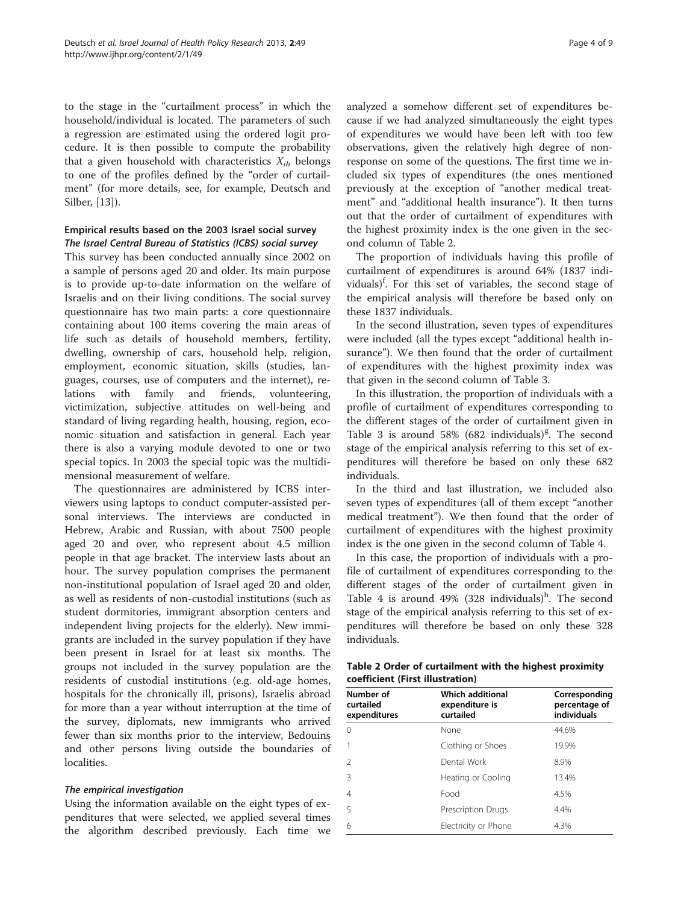to the stage in the "curtailment process" in which the household/individual is located. The parameters of such a regression are estimated using the ordered logit procedure. It is then possible to compute the probability that a given household with characteristics $X_{ih}$ belongs to one of the profiles defined by the "order of curtailment" (for more details, see, for example, Deutsch and Silber, [13]).

## Empirical results based on the 2003 Israel social survey

### *The Israel Central Bureau of Statistics (ICBS) social survey*

This survey has been conducted annually since 2002 on a sample of persons aged 20 and older. Its main purpose is to provide up-to-date information on the welfare of Israelis and on their living conditions. The social survey questionnaire has two main parts: a core questionnaire containing about 100 items covering the main areas of life such as details of household members, fertility, dwelling, ownership of cars, household help, religion, employment, economic situation, skills (studies, languages, courses, use of computers and the internet), relations with family and friends, volunteering, victimization, subjective attitudes on well-being and standard of living regarding health, housing, region, economic situation and satisfaction in general. Each year there is also a varying module devoted to one or two special topics. In 2003 the special topic was the multidimensional measurement of welfare.

The questionnaires are administered by ICBS interviewers using laptops to conduct computer-assisted personal interviews. The interviews are conducted in Hebrew, Arabic and Russian, with about 7500 people aged 20 and over, who represent about 4.5 million people in that age bracket. The interview lasts about an hour. The survey population comprises the permanent non-institutional population of Israel aged 20 and older, as well as residents of non-custodial institutions (such as student dormitories, immigrant absorption centers and independent living projects for the elderly). New immigrants are included in the survey population if they have been present in Israel for at least six months. The groups not included in the survey population are the residents of custodial institutions (e.g. old-age homes, hospitals for the chronically ill, prisons), Israelis abroad for more than a year without interruption at the time of the survey, diplomats, new immigrants who arrived fewer than six months prior to the interview, Bedouins and other persons living outside the boundaries of localities.

### *The empirical investigation*

Using the information available on the eight types of expenditures that were selected, we applied several times the algorithm described previously. Each time we analyzed a somehow different set of expenditures because if we had analyzed simultaneously the eight types of expenditures we would have been left with too few observations, given the relatively high degree of non-response on some of the questions. The first time we included six types of expenditures (the ones mentioned previously at the exception of "another medical treatment" and "additional health insurance"). It then turns out that the order of curtailment of expenditures with the highest proximity index is the one given in the second column of Table 2.

The proportion of individuals having this profile of curtailment of expenditures is around 64% (1837 individuals)[f]. For this set of variables, the second stage of the empirical analysis will therefore be based only on these 1837 individuals.

In the second illustration, seven types of expenditures were included (all the types except "additional health insurance"). We then found that the order of curtailment of expenditures with the highest proximity index was that given in the second column of Table 3.

In this illustration, the proportion of individuals with a profile of curtailment of expenditures corresponding to the different stages of the order of curtailment given in Table 3 is around 58% (682 individuals)[g]. The second stage of the empirical analysis referring to this set of expenditures will therefore be based on only these 682 individuals.

In the third and last illustration, we included also seven types of expenditures (all of them except "another medical treatment"). We then found that the order of curtailment of expenditures with the highest proximity index is the one given in the second column of Table 4.

In this case, the proportion of individuals with a profile of curtailment of expenditures corresponding to the different stages of the order of curtailment given in Table 4 is around 49% (328 individuals)[h]. The second stage of the empirical analysis referring to this set of expenditures will therefore be based on only these 328 individuals.

**Table 2 Order of curtailment with the highest proximity coefficient (First illustration)**

| Number of curtailed expenditures | Which additional expenditure is curtailed | Corresponding percentage of individuals |
|---|---|---|
| 0 | None | 44.6% |
| 1 | Clothing or Shoes | 19.9% |
| 2 | Dental Work | 8.9% |
| 3 | Heating or Cooling | 13.4% |
| 4 | Food | 4.5% |
| 5 | Prescription Drugs | 4.4% |
| 6 | Electricity or Phone | 4.3% |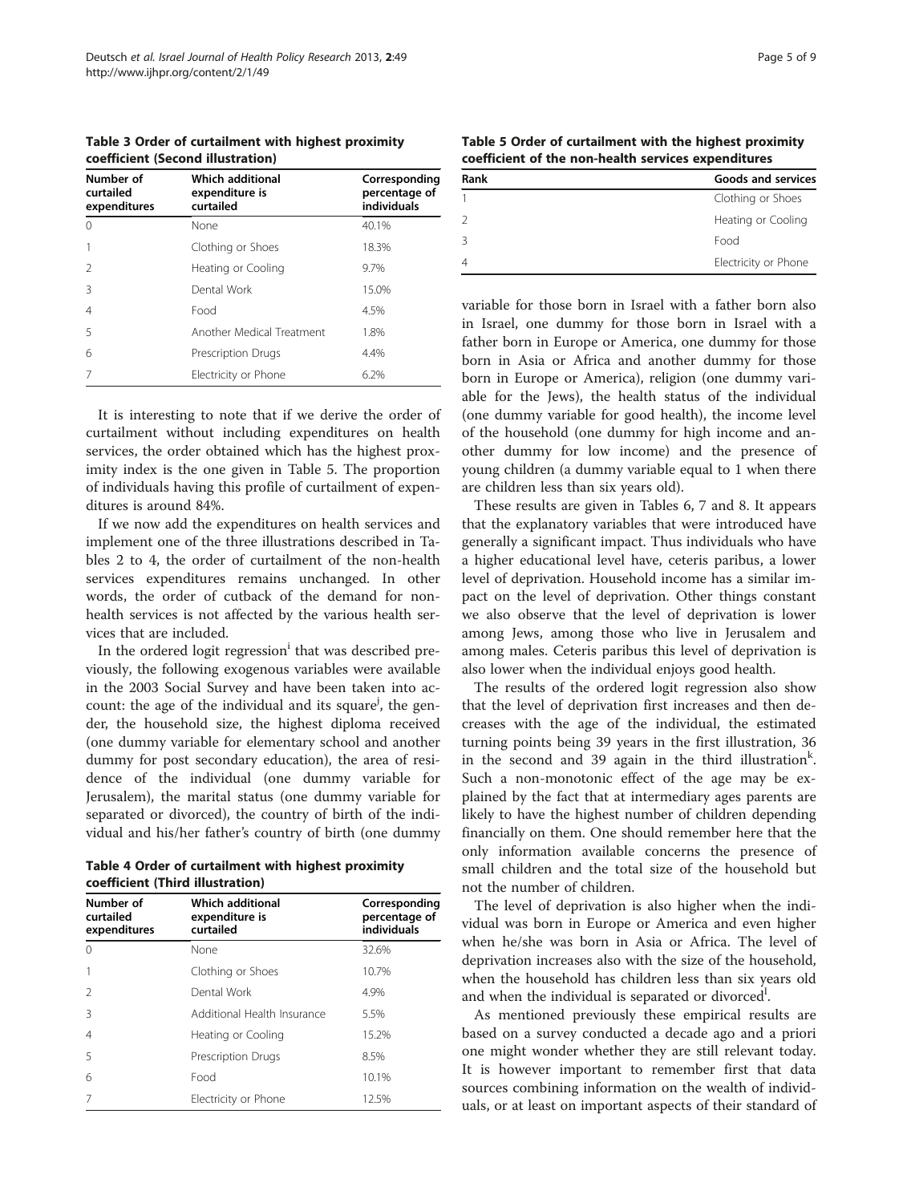**Table 3 Order of curtailment with highest proximity coefficient (Second illustration)**

| Number of curtailed expenditures | Which additional expenditure is curtailed | Corresponding percentage of individuals |
|---|---|---|
| 0 | None | 40.1% |
| 1 | Clothing or Shoes | 18.3% |
| 2 | Heating or Cooling | 9.7% |
| 3 | Dental Work | 15.0% |
| 4 | Food | 4.5% |
| 5 | Another Medical Treatment | 1.8% |
| 6 | Prescription Drugs | 4.4% |
| 7 | Electricity or Phone | 6.2% |

It is interesting to note that if we derive the order of curtailment without including expenditures on health services, the order obtained which has the highest proximity index is the one given in Table 5. The proportion of individuals having this profile of curtailment of expenditures is around 84%.

If we now add the expenditures on health services and implement one of the three illustrations described in Tables 2 to 4, the order of curtailment of the non-health services expenditures remains unchanged. In other words, the order of cutback of the demand for non-health services is not affected by the various health services that are included.

In the ordered logit regression[i] that was described previously, the following exogenous variables were available in the 2003 Social Survey and have been taken into account: the age of the individual and its square[j], the gender, the household size, the highest diploma received (one dummy variable for elementary school and another dummy for post secondary education), the area of residence of the individual (one dummy variable for Jerusalem), the marital status (one dummy variable for separated or divorced), the country of birth of the individual and his/her father's country of birth (one dummy variable for those born in Israel with a father born also in Israel, one dummy for those born in Israel with a father born in Europe or America, one dummy for those born in Asia or Africa and another dummy for those born in Europe or America), religion (one dummy variable for the Jews), the health status of the individual (one dummy variable for good health), the income level of the household (one dummy for high income and another dummy for low income) and the presence of young children (a dummy variable equal to 1 when there are children less than six years old).

**Table 4 Order of curtailment with highest proximity coefficient (Third illustration)**

| Number of curtailed expenditures | Which additional expenditure is curtailed | Corresponding percentage of individuals |
|---|---|---|
| 0 | None | 32.6% |
| 1 | Clothing or Shoes | 10.7% |
| 2 | Dental Work | 4.9% |
| 3 | Additional Health Insurance | 5.5% |
| 4 | Heating or Cooling | 15.2% |
| 5 | Prescription Drugs | 8.5% |
| 6 | Food | 10.1% |
| 7 | Electricity or Phone | 12.5% |

**Table 5 Order of curtailment with the highest proximity coefficient of the non-health services expenditures**

| Rank | Goods and services |
|---|---|
| 1 | Clothing or Shoes |
| 2 | Heating or Cooling |
| 3 | Food |
| 4 | Electricity or Phone |

These results are given in Tables 6, 7 and 8. It appears that the explanatory variables that were introduced have generally a significant impact. Thus individuals who have a higher educational level have, ceteris paribus, a lower level of deprivation. Household income has a similar impact on the level of deprivation. Other things constant we also observe that the level of deprivation is lower among Jews, among those who live in Jerusalem and among males. Ceteris paribus this level of deprivation is also lower when the individual enjoys good health.

The results of the ordered logit regression also show that the level of deprivation first increases and then decreases with the age of the individual, the estimated turning points being 39 years in the first illustration, 36 in the second and 39 again in the third illustration[k]. Such a non-monotonic effect of the age may be explained by the fact that at intermediary ages parents are likely to have the highest number of children depending financially on them. One should remember here that the only information available concerns the presence of small children and the total size of the household but not the number of children.

The level of deprivation is also higher when the individual was born in Europe or America and even higher when he/she was born in Asia or Africa. The level of deprivation increases also with the size of the household, when the household has children less than six years old and when the individual is separated or divorced[l].

As mentioned previously these empirical results are based on a survey conducted a decade ago and a priori one might wonder whether they are still relevant today. It is however important to remember first that data sources combining information on the wealth of individuals, or at least on important aspects of their standard of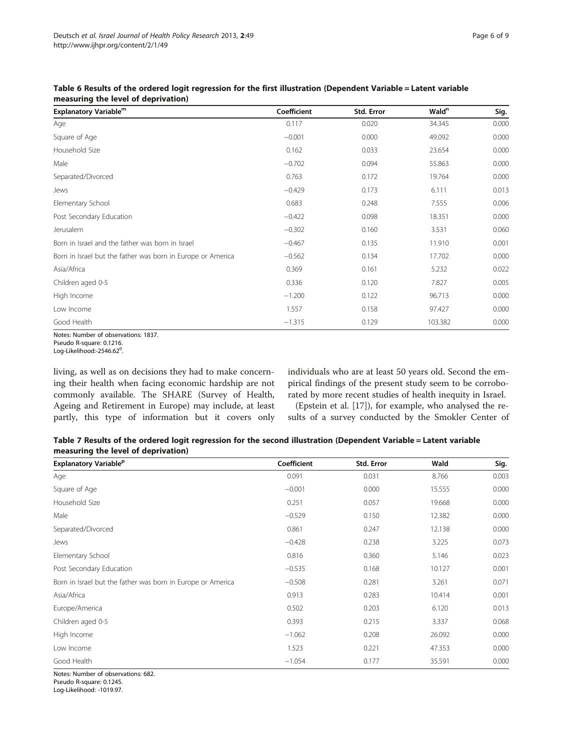**Table 6 Results of the ordered logit regression for the first illustration (Dependent Variable = Latent variable measuring the level of deprivation)**

| Explanatory Variable[m] | Coefficient | Std. Error | Wald[n] | Sig. |
|---|---|---|---|---|
| Age | 0.117 | 0.020 | 34.345 | 0.000 |
| Square of Age | −0.001 | 0.000 | 49.092 | 0.000 |
| Household Size | 0.162 | 0.033 | 23.654 | 0.000 |
| Male | −0.702 | 0.094 | 55.863 | 0.000 |
| Separated/Divorced | 0.763 | 0.172 | 19.764 | 0.000 |
| Jews | −0.429 | 0.173 | 6.111 | 0.013 |
| Elementary School | 0.683 | 0.248 | 7.555 | 0.006 |
| Post Secondary Education | −0.422 | 0.098 | 18.351 | 0.000 |
| Jerusalem | −0.302 | 0.160 | 3.531 | 0.060 |
| Born in Israel and the father was born in Israel | −0.467 | 0.135 | 11.910 | 0.001 |
| Born in Israel but the father was born in Europe or America | −0.562 | 0.134 | 17.702 | 0.000 |
| Asia/Africa | 0.369 | 0.161 | 5.232 | 0.022 |
| Children aged 0-5 | 0.336 | 0.120 | 7.827 | 0.005 |
| High Income | −1.200 | 0.122 | 96.713 | 0.000 |
| Low Income | 1.557 | 0.158 | 97.427 | 0.000 |
| Good Health | −1.315 | 0.129 | 103.382 | 0.000 |

Notes: Number of observations: 1837.
Pseudo R-square: 0.1216.
Log-Likelihood:-2546.62[o].

living, as well as on decisions they had to make concerning their health when facing economic hardship are not commonly available. The SHARE (Survey of Health, Ageing and Retirement in Europe) may include, at least partly, this type of information but it covers only individuals who are at least 50 years old. Second the empirical findings of the present study seem to be corroborated by more recent studies of health inequity in Israel.

(Epstein et al. [17]), for example, who analysed the results of a survey conducted by the Smokler Center of

**Table 7 Results of the ordered logit regression for the second illustration (Dependent Variable = Latent variable measuring the level of deprivation)**

| Explanatory Variable[p] | Coefficient | Std. Error | Wald | Sig. |
|---|---|---|---|---|
| Age | 0.091 | 0.031 | 8.766 | 0.003 |
| Square of Age | −0.001 | 0.000 | 15.555 | 0.000 |
| Household Size | 0.251 | 0.057 | 19.668 | 0.000 |
| Male | −0.529 | 0.150 | 12.382 | 0.000 |
| Separated/Divorced | 0.861 | 0.247 | 12.138 | 0.000 |
| Jews | −0.428 | 0.238 | 3.225 | 0.073 |
| Elementary School | 0.816 | 0.360 | 5.146 | 0.023 |
| Post Secondary Education | −0.535 | 0.168 | 10.127 | 0.001 |
| Born in Israel but the father was born in Europe or America | −0.508 | 0.281 | 3.261 | 0.071 |
| Asia/Africa | 0.913 | 0.283 | 10.414 | 0.001 |
| Europe/America | 0.502 | 0.203 | 6.120 | 0.013 |
| Children aged 0-5 | 0.393 | 0.215 | 3.337 | 0.068 |
| High Income | −1.062 | 0.208 | 26.092 | 0.000 |
| Low Income | 1.523 | 0.221 | 47.353 | 0.000 |
| Good Health | −1.054 | 0.177 | 35.591 | 0.000 |

Notes: Number of observations: 682.
Pseudo R-square: 0.1245.
Log-Likelihood: -1019.97.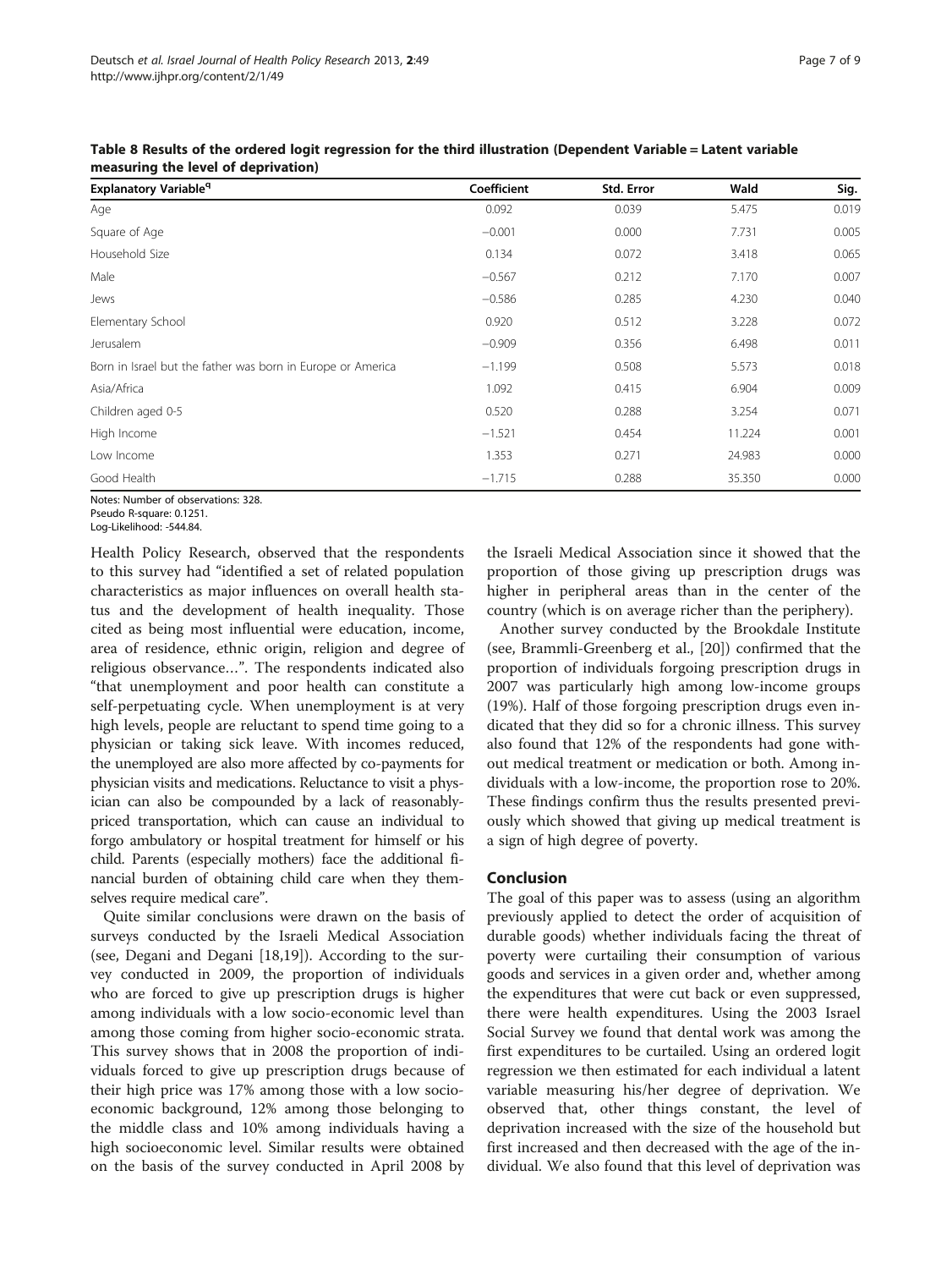**Table 8 Results of the ordered logit regression for the third illustration (Dependent Variable = Latent variable measuring the level of deprivation)**

| Explanatory Variable[q] | Coefficient | Std. Error | Wald | Sig. |
|---|---|---|---|---|
| Age | 0.092 | 0.039 | 5.475 | 0.019 |
| Square of Age | −0.001 | 0.000 | 7.731 | 0.005 |
| Household Size | 0.134 | 0.072 | 3.418 | 0.065 |
| Male | −0.567 | 0.212 | 7.170 | 0.007 |
| Jews | −0.586 | 0.285 | 4.230 | 0.040 |
| Elementary School | 0.920 | 0.512 | 3.228 | 0.072 |
| Jerusalem | −0.909 | 0.356 | 6.498 | 0.011 |
| Born in Israel but the father was born in Europe or America | −1.199 | 0.508 | 5.573 | 0.018 |
| Asia/Africa | 1.092 | 0.415 | 6.904 | 0.009 |
| Children aged 0-5 | 0.520 | 0.288 | 3.254 | 0.071 |
| High Income | −1.521 | 0.454 | 11.224 | 0.001 |
| Low Income | 1.353 | 0.271 | 24.983 | 0.000 |
| Good Health | −1.715 | 0.288 | 35.350 | 0.000 |

Notes: Number of observations: 328.
Pseudo R-square: 0.1251.
Log-Likelihood: -544.84.

Health Policy Research, observed that the respondents to this survey had "identified a set of related population characteristics as major influences on overall health status and the development of health inequality. Those cited as being most influential were education, income, area of residence, ethnic origin, religion and degree of religious observance…". The respondents indicated also "that unemployment and poor health can constitute a self-perpetuating cycle. When unemployment is at very high levels, people are reluctant to spend time going to a physician or taking sick leave. With incomes reduced, the unemployed are also more affected by co-payments for physician visits and medications. Reluctance to visit a physician can also be compounded by a lack of reasonably-priced transportation, which can cause an individual to forgo ambulatory or hospital treatment for himself or his child. Parents (especially mothers) face the additional financial burden of obtaining child care when they themselves require medical care".

Quite similar conclusions were drawn on the basis of surveys conducted by the Israeli Medical Association (see, Degani and Degani [18,19]). According to the survey conducted in 2009, the proportion of individuals who are forced to give up prescription drugs is higher among individuals with a low socio-economic level than among those coming from higher socio-economic strata. This survey shows that in 2008 the proportion of individuals forced to give up prescription drugs because of their high price was 17% among those with a low socioeconomic background, 12% among those belonging to the middle class and 10% among individuals having a high socioeconomic level. Similar results were obtained on the basis of the survey conducted in April 2008 by the Israeli Medical Association since it showed that the proportion of those giving up prescription drugs was higher in peripheral areas than in the center of the country (which is on average richer than the periphery).

Another survey conducted by the Brookdale Institute (see, Brammli-Greenberg et al., [20]) confirmed that the proportion of individuals forgoing prescription drugs in 2007 was particularly high among low-income groups (19%). Half of those forgoing prescription drugs even indicated that they did so for a chronic illness. This survey also found that 12% of the respondents had gone without medical treatment or medication or both. Among individuals with a low-income, the proportion rose to 20%. These findings confirm thus the results presented previously which showed that giving up medical treatment is a sign of high degree of poverty.

## Conclusion

The goal of this paper was to assess (using an algorithm previously applied to detect the order of acquisition of durable goods) whether individuals facing the threat of poverty were curtailing their consumption of various goods and services in a given order and, whether among the expenditures that were cut back or even suppressed, there were health expenditures. Using the 2003 Israel Social Survey we found that dental work was among the first expenditures to be curtailed. Using an ordered logit regression we then estimated for each individual a latent variable measuring his/her degree of deprivation. We observed that, other things constant, the level of deprivation increased with the size of the household but first increased and then decreased with the age of the individual. We also found that this level of deprivation was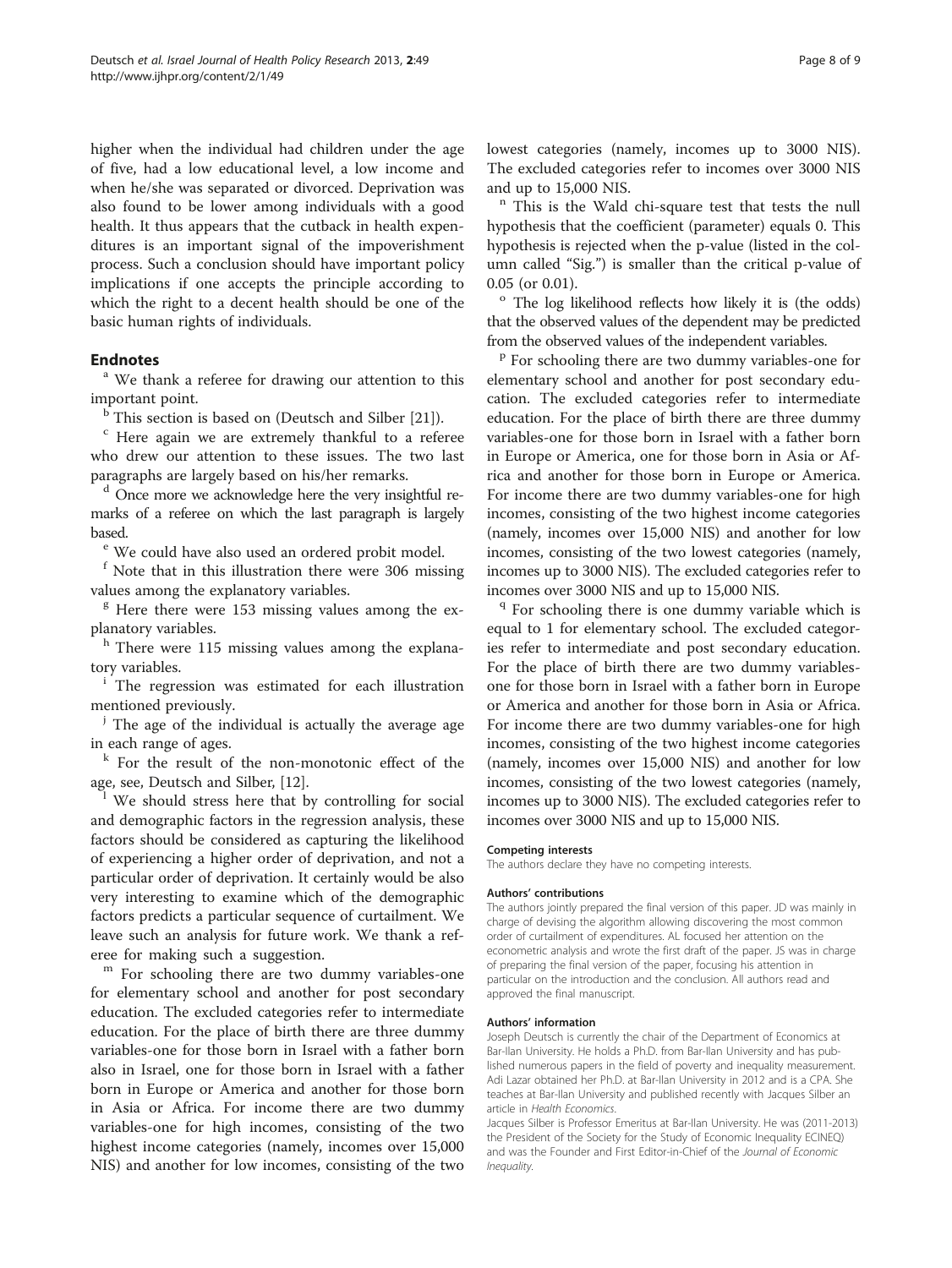higher when the individual had children under the age of five, had a low educational level, a low income and when he/she was separated or divorced. Deprivation was also found to be lower among individuals with a good health. It thus appears that the cutback in health expenditures is an important signal of the impoverishment process. Such a conclusion should have important policy implications if one accepts the principle according to which the right to a decent health should be one of the basic human rights of individuals.

## Endnotes

[a] We thank a referee for drawing our attention to this important point.

[b] This section is based on (Deutsch and Silber [21]).

[c] Here again we are extremely thankful to a referee who drew our attention to these issues. The two last paragraphs are largely based on his/her remarks.

[d] Once more we acknowledge here the very insightful remarks of a referee on which the last paragraph is largely based.

[e] We could have also used an ordered probit model.

[f] Note that in this illustration there were 306 missing values among the explanatory variables.

[g] Here there were 153 missing values among the explanatory variables.

[h] There were 115 missing values among the explanatory variables.

[i] The regression was estimated for each illustration mentioned previously.

[j] The age of the individual is actually the average age in each range of ages.

[k] For the result of the non-monotonic effect of the age, see, Deutsch and Silber, [12].

[l] We should stress here that by controlling for social and demographic factors in the regression analysis, these factors should be considered as capturing the likelihood of experiencing a higher order of deprivation, and not a particular order of deprivation. It certainly would be also very interesting to examine which of the demographic factors predicts a particular sequence of curtailment. We leave such an analysis for future work. We thank a referee for making such a suggestion.

[m] For schooling there are two dummy variables-one for elementary school and another for post secondary education. The excluded categories refer to intermediate education. For the place of birth there are three dummy variables-one for those born in Israel with a father born also in Israel, one for those born in Israel with a father born in Europe or America and another for those born in Asia or Africa. For income there are two dummy variables-one for high incomes, consisting of the two highest income categories (namely, incomes over 15,000 NIS) and another for low incomes, consisting of the two lowest categories (namely, incomes up to 3000 NIS). The excluded categories refer to incomes over 3000 NIS and up to 15,000 NIS.

[n] This is the Wald chi-square test that tests the null hypothesis that the coefficient (parameter) equals 0. This hypothesis is rejected when the p-value (listed in the column called "Sig.") is smaller than the critical p-value of 0.05 (or 0.01).

[o] The log likelihood reflects how likely it is (the odds) that the observed values of the dependent may be predicted from the observed values of the independent variables.

[p] For schooling there are two dummy variables-one for elementary school and another for post secondary education. The excluded categories refer to intermediate education. For the place of birth there are three dummy variables-one for those born in Israel with a father born in Europe or America, one for those born in Asia or Africa and another for those born in Europe or America. For income there are two dummy variables-one for high incomes, consisting of the two highest income categories (namely, incomes over 15,000 NIS) and another for low incomes, consisting of the two lowest categories (namely, incomes up to 3000 NIS). The excluded categories refer to incomes over 3000 NIS and up to 15,000 NIS.

[q] For schooling there is one dummy variable which is equal to 1 for elementary school. The excluded categories refer to intermediate and post secondary education. For the place of birth there are two dummy variables-one for those born in Israel with a father born in Europe or America and another for those born in Asia or Africa. For income there are two dummy variables-one for high incomes, consisting of the two highest income categories (namely, incomes over 15,000 NIS) and another for low incomes, consisting of the two lowest categories (namely, incomes up to 3000 NIS). The excluded categories refer to incomes over 3000 NIS and up to 15,000 NIS.

#### Competing interests

The authors declare they have no competing interests.

#### Authors' contributions

The authors jointly prepared the final version of this paper. JD was mainly in charge of devising the algorithm allowing discovering the most common order of curtailment of expenditures. AL focused her attention on the econometric analysis and wrote the first draft of the paper. JS was in charge of preparing the final version of the paper, focusing his attention in particular on the introduction and the conclusion. All authors read and approved the final manuscript.

#### Authors' information

Joseph Deutsch is currently the chair of the Department of Economics at Bar-Ilan University. He holds a Ph.D. from Bar-Ilan University and has published numerous papers in the field of poverty and inequality measurement. Adi Lazar obtained her Ph.D. at Bar-Ilan University in 2012 and is a CPA. She teaches at Bar-Ilan University and published recently with Jacques Silber an article in *Health Economics*.

Jacques Silber is Professor Emeritus at Bar-Ilan University. He was (2011-2013) the President of the Society for the Study of Economic Inequality ECINEQ) and was the Founder and First Editor-in-Chief of the *Journal of Economic Inequality*.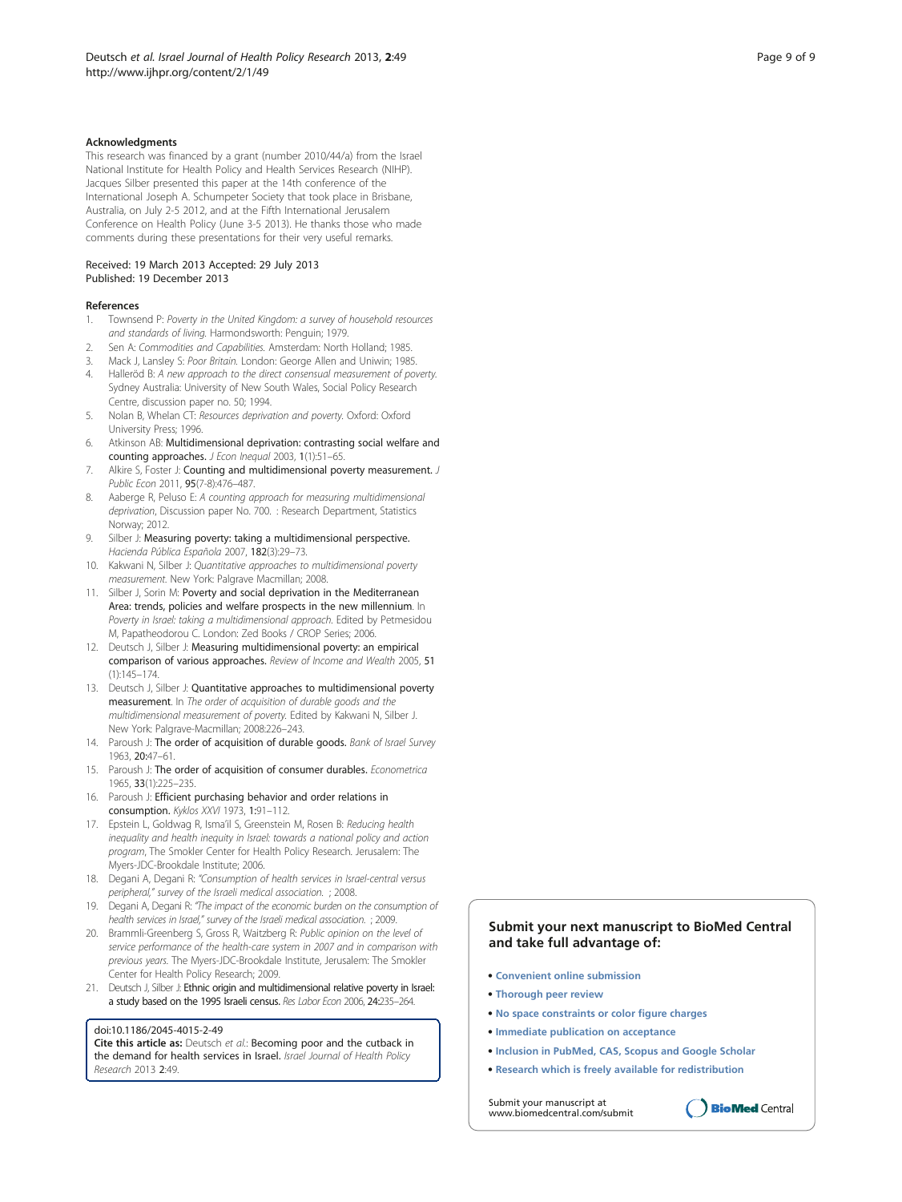### Acknowledgments

This research was financed by a grant (number 2010/44/a) from the Israel National Institute for Health Policy and Health Services Research (NIHP). Jacques Silber presented this paper at the 14th conference of the International Joseph A. Schumpeter Society that took place in Brisbane, Australia, on July 2-5 2012, and at the Fifth International Jerusalem Conference on Health Policy (June 3-5 2013). He thanks those who made comments during these presentations for their very useful remarks.

Received: 19 March 2013 Accepted: 29 July 2013
Published: 19 December 2013

### References

1. Townsend P: *Poverty in the United Kingdom: a survey of household resources and standards of living.* Harmondsworth: Penguin; 1979.
2. Sen A: *Commodities and Capabilities.* Amsterdam: North Holland; 1985.
3. Mack J, Lansley S: *Poor Britain.* London: George Allen and Uniwin; 1985.
4. Halleröd B: *A new approach to the direct consensual measurement of poverty.* Sydney Australia: University of New South Wales, Social Policy Research Centre, discussion paper no. 50; 1994.
5. Nolan B, Whelan CT: *Resources deprivation and poverty.* Oxford: Oxford University Press; 1996.
6. Atkinson AB: **Multidimensional deprivation: contrasting social welfare and counting approaches.** *J Econ Inequal* 2003, **1**(1):51–65.
7. Alkire S, Foster J: **Counting and multidimensional poverty measurement.** *J Public Econ* 2011, **95**(7-8):476–487.
8. Aaberge R, Peluso E: *A counting approach for measuring multidimensional deprivation*, Discussion paper No. 700. : Research Department, Statistics Norway; 2012.
9. Silber J: **Measuring poverty: taking a multidimensional perspective.** *Hacienda Pública Española* 2007, **182**(3):29–73.
10. Kakwani N, Silber J: *Quantitative approaches to multidimensional poverty measurement.* New York: Palgrave Macmillan; 2008.
11. Silber J, Sorin M: **Poverty and social deprivation in the Mediterranean Area: trends, policies and welfare prospects in the new millennium**. In *Poverty in Israel: taking a multidimensional approach.* Edited by Petmesidou M, Papatheodorou C. London: Zed Books / CROP Series; 2006.
12. Deutsch J, Silber J: **Measuring multidimensional poverty: an empirical comparison of various approaches.** *Review of Income and Wealth* 2005, **51** (1):145–174.
13. Deutsch J, Silber J: **Quantitative approaches to multidimensional poverty measurement**. In *The order of acquisition of durable goods and the multidimensional measurement of poverty.* Edited by Kakwani N, Silber J. New York: Palgrave-Macmillan; 2008:226–243.
14. Paroush J: **The order of acquisition of durable goods.** *Bank of Israel Survey* 1963, **20:**47–61.
15. Paroush J: **The order of acquisition of consumer durables.** *Econometrica* 1965, **33**(1):225–235.
16. Paroush J: **Efficient purchasing behavior and order relations in consumption.** *Kyklos XXVI* 1973, **1:**91–112.
17. Epstein L, Goldwag R, Isma'il S, Greenstein M, Rosen B: *Reducing health inequality and health inequity in Israel: towards a national policy and action program*, The Smokler Center for Health Policy Research. Jerusalem: The Myers-JDC-Brookdale Institute; 2006.
18. Degani A, Degani R: *"Consumption of health services in Israel-central versus peripheral," survey of the Israeli medical association.* ; 2008.
19. Degani A, Degani R: *"The impact of the economic burden on the consumption of health services in Israel," survey of the Israeli medical association.* ; 2009.
20. Brammli-Greenberg S, Gross R, Waitzberg R: *Public opinion on the level of service performance of the health-care system in 2007 and in comparison with previous years.* The Myers-JDC-Brookdale Institute, Jerusalem: The Smokler Center for Health Policy Research; 2009.
21. Deutsch J, Silber J: **Ethnic origin and multidimensional relative poverty in Israel: a study based on the 1995 Israeli census.** *Res Labor Econ* 2006, **24:**235–264.

doi:10.1186/2045-4015-2-49
**Cite this article as:** Deutsch *et al.*: Becoming poor and the cutback in the demand for health services in Israel. *Israel Journal of Health Policy Research* 2013 **2**:49.

**Submit your next manuscript to BioMed Central and take full advantage of:**

- **Convenient online submission**
- **Thorough peer review**
- **No space constraints or color figure charges**
- **Immediate publication on acceptance**
- **Inclusion in PubMed, CAS, Scopus and Google Scholar**
- **Research which is freely available for redistribution**

Submit your manuscript at
www.biomedcentral.com/submit